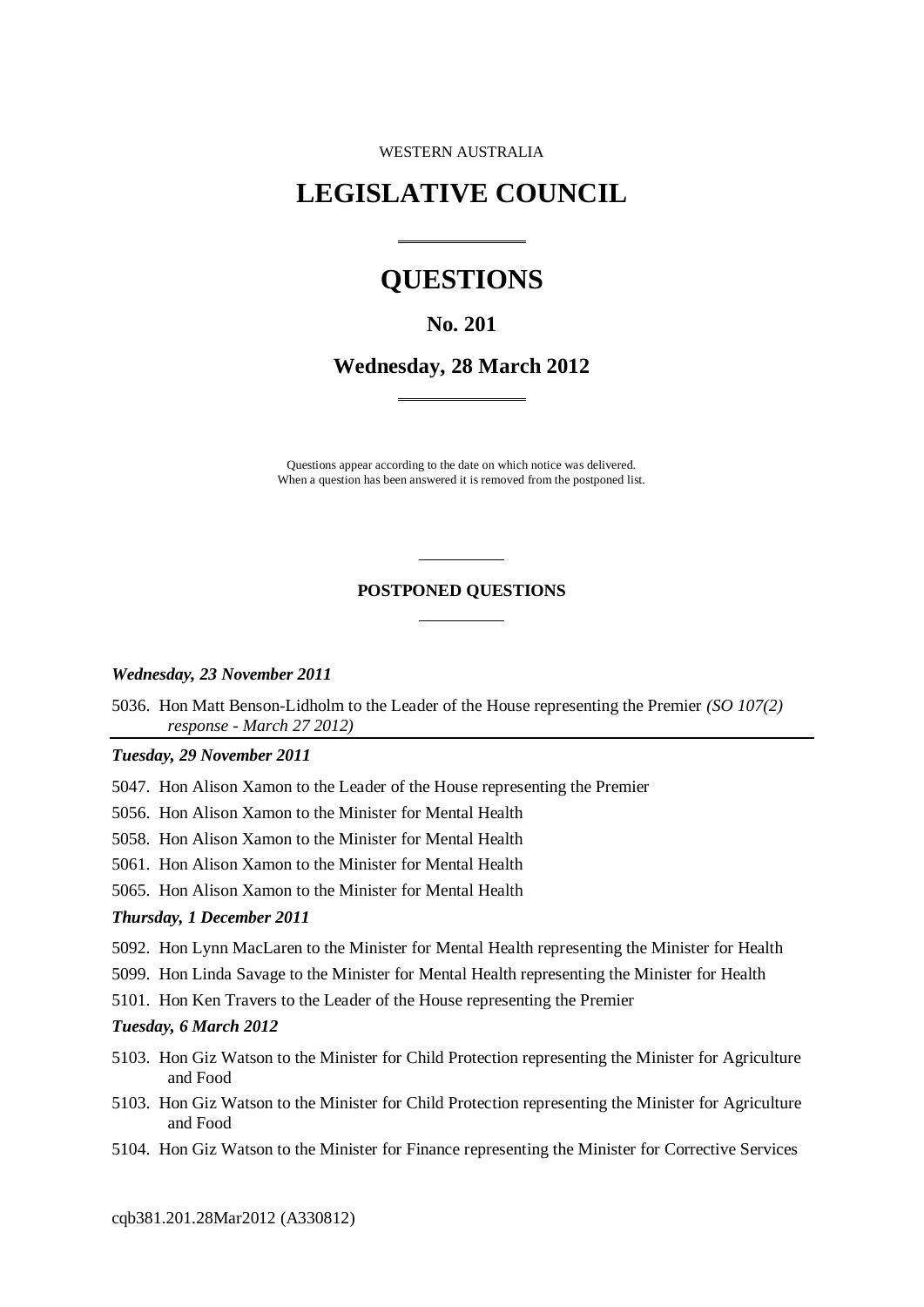WESTERN AUSTRALIA

# LEGISLATIVE COUNCIL

# QUESTIONS

## No. 201

## Wednesday, 28 March 2012

Questions appear according to the date on which notice was delivered.
When a question has been answered it is removed from the postponed list.

### POSTPONED QUESTIONS

***Wednesday, 23 November 2011***

5036. Hon Matt Benson-Lidholm to the Leader of the House representing the Premier *(SO 107(2) response - March 27 2012)*

***Tuesday, 29 November 2011***

5047. Hon Alison Xamon to the Leader of the House representing the Premier

5056. Hon Alison Xamon to the Minister for Mental Health

5058. Hon Alison Xamon to the Minister for Mental Health

5061. Hon Alison Xamon to the Minister for Mental Health

5065. Hon Alison Xamon to the Minister for Mental Health

***Thursday, 1 December 2011***

5092. Hon Lynn MacLaren to the Minister for Mental Health representing the Minister for Health

5099. Hon Linda Savage to the Minister for Mental Health representing the Minister for Health

5101. Hon Ken Travers to the Leader of the House representing the Premier

***Tuesday, 6 March 2012***

5103. Hon Giz Watson to the Minister for Child Protection representing the Minister for Agriculture and Food

5103. Hon Giz Watson to the Minister for Child Protection representing the Minister for Agriculture and Food

5104. Hon Giz Watson to the Minister for Finance representing the Minister for Corrective Services

cqb381.201.28Mar2012 (A330812)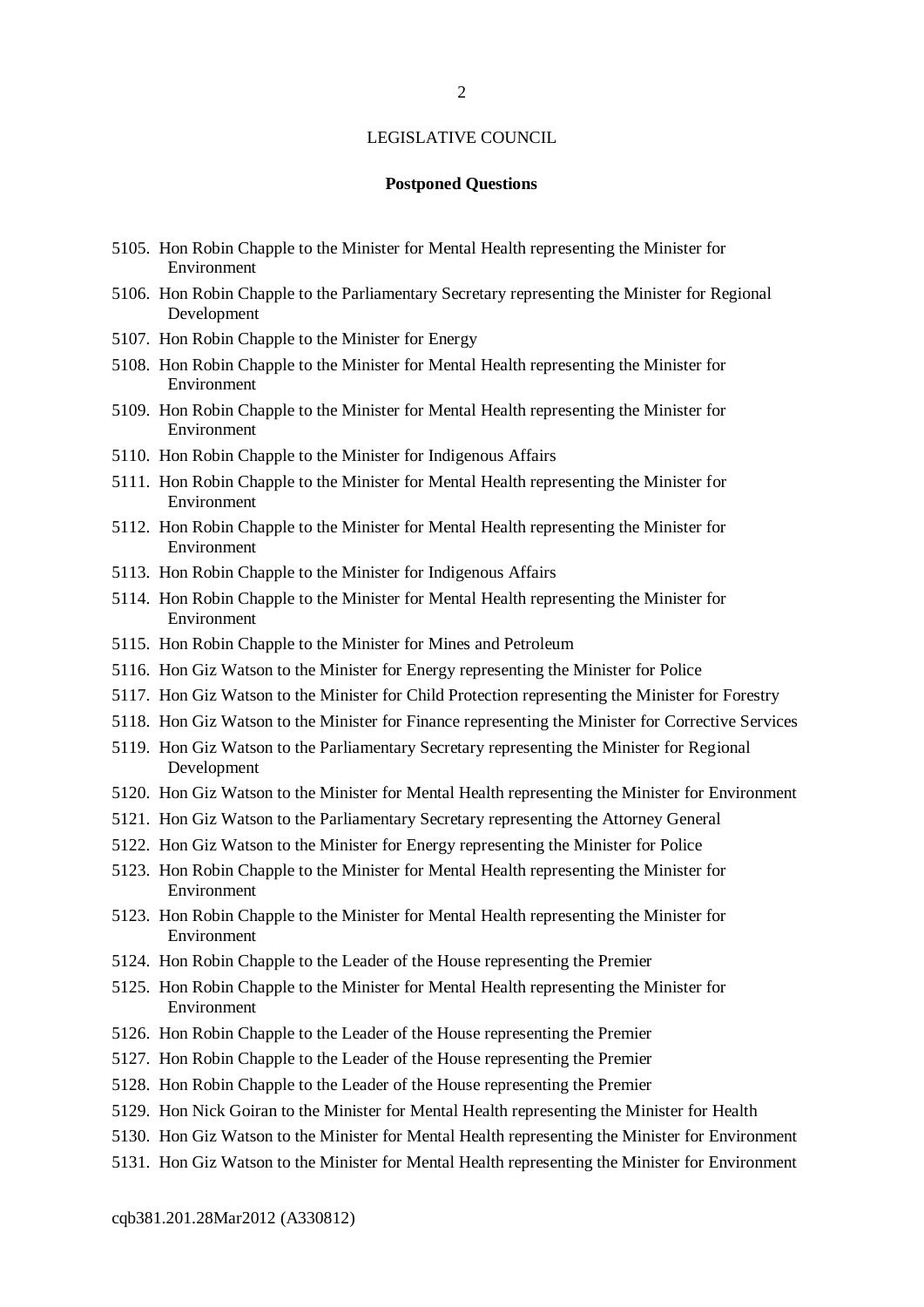LEGISLATIVE COUNCIL

**Postponed Questions**

5105. Hon Robin Chapple to the Minister for Mental Health representing the Minister for Environment
5106. Hon Robin Chapple to the Parliamentary Secretary representing the Minister for Regional Development
5107. Hon Robin Chapple to the Minister for Energy
5108. Hon Robin Chapple to the Minister for Mental Health representing the Minister for Environment
5109. Hon Robin Chapple to the Minister for Mental Health representing the Minister for Environment
5110. Hon Robin Chapple to the Minister for Indigenous Affairs
5111. Hon Robin Chapple to the Minister for Mental Health representing the Minister for Environment
5112. Hon Robin Chapple to the Minister for Mental Health representing the Minister for Environment
5113. Hon Robin Chapple to the Minister for Indigenous Affairs
5114. Hon Robin Chapple to the Minister for Mental Health representing the Minister for Environment
5115. Hon Robin Chapple to the Minister for Mines and Petroleum
5116. Hon Giz Watson to the Minister for Energy representing the Minister for Police
5117. Hon Giz Watson to the Minister for Child Protection representing the Minister for Forestry
5118. Hon Giz Watson to the Minister for Finance representing the Minister for Corrective Services
5119. Hon Giz Watson to the Parliamentary Secretary representing the Minister for Regional Development
5120. Hon Giz Watson to the Minister for Mental Health representing the Minister for Environment
5121. Hon Giz Watson to the Parliamentary Secretary representing the Attorney General
5122. Hon Giz Watson to the Minister for Energy representing the Minister for Police
5123. Hon Robin Chapple to the Minister for Mental Health representing the Minister for Environment
5123. Hon Robin Chapple to the Minister for Mental Health representing the Minister for Environment
5124. Hon Robin Chapple to the Leader of the House representing the Premier
5125. Hon Robin Chapple to the Minister for Mental Health representing the Minister for Environment
5126. Hon Robin Chapple to the Leader of the House representing the Premier
5127. Hon Robin Chapple to the Leader of the House representing the Premier
5128. Hon Robin Chapple to the Leader of the House representing the Premier
5129. Hon Nick Goiran to the Minister for Mental Health representing the Minister for Health
5130. Hon Giz Watson to the Minister for Mental Health representing the Minister for Environment
5131. Hon Giz Watson to the Minister for Mental Health representing the Minister for Environment

cqb381.201.28Mar2012 (A330812)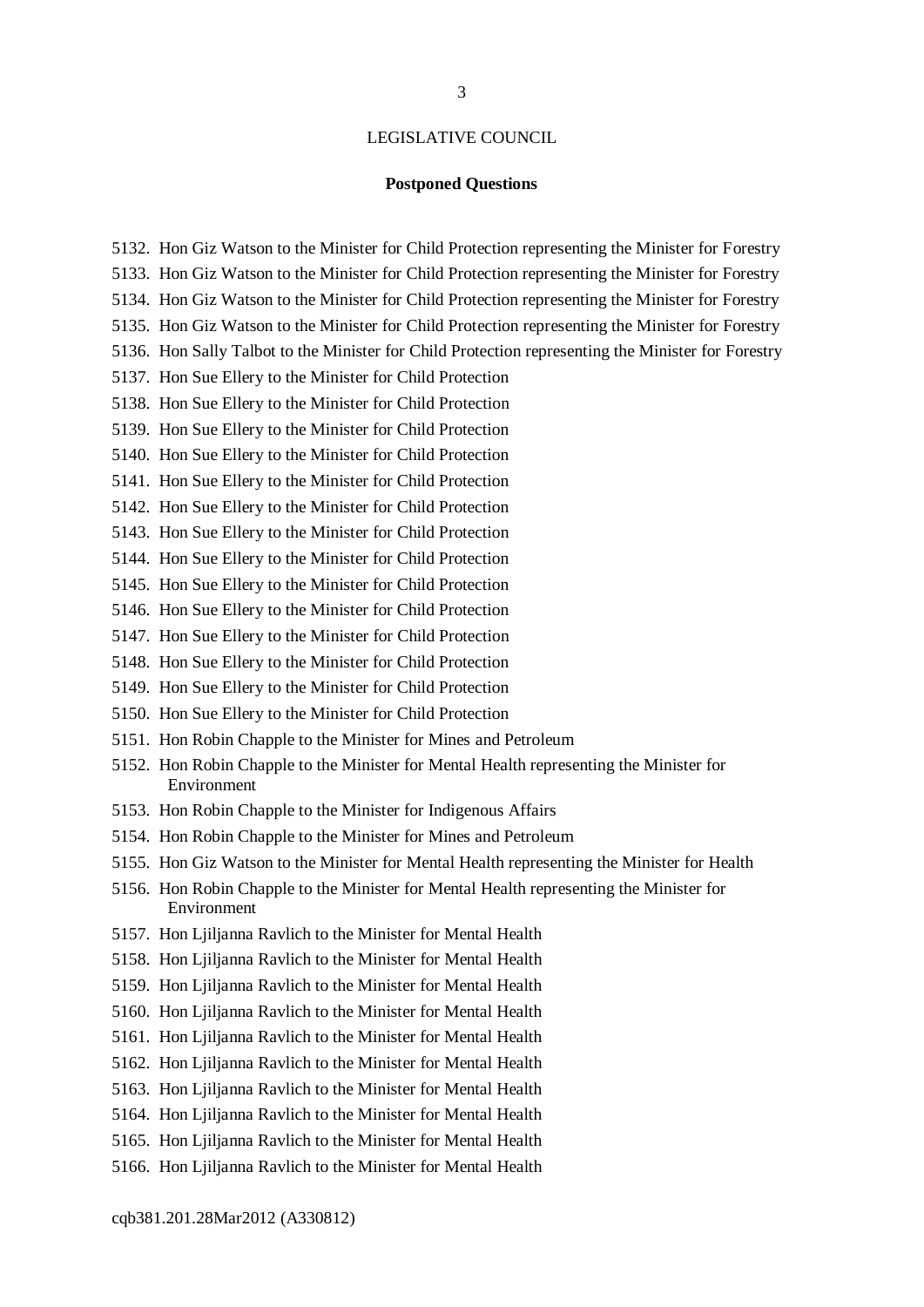LEGISLATIVE COUNCIL

**Postponed Questions**

5132. Hon Giz Watson to the Minister for Child Protection representing the Minister for Forestry
5133. Hon Giz Watson to the Minister for Child Protection representing the Minister for Forestry
5134. Hon Giz Watson to the Minister for Child Protection representing the Minister for Forestry
5135. Hon Giz Watson to the Minister for Child Protection representing the Minister for Forestry
5136. Hon Sally Talbot to the Minister for Child Protection representing the Minister for Forestry
5137. Hon Sue Ellery to the Minister for Child Protection
5138. Hon Sue Ellery to the Minister for Child Protection
5139. Hon Sue Ellery to the Minister for Child Protection
5140. Hon Sue Ellery to the Minister for Child Protection
5141. Hon Sue Ellery to the Minister for Child Protection
5142. Hon Sue Ellery to the Minister for Child Protection
5143. Hon Sue Ellery to the Minister for Child Protection
5144. Hon Sue Ellery to the Minister for Child Protection
5145. Hon Sue Ellery to the Minister for Child Protection
5146. Hon Sue Ellery to the Minister for Child Protection
5147. Hon Sue Ellery to the Minister for Child Protection
5148. Hon Sue Ellery to the Minister for Child Protection
5149. Hon Sue Ellery to the Minister for Child Protection
5150. Hon Sue Ellery to the Minister for Child Protection
5151. Hon Robin Chapple to the Minister for Mines and Petroleum
5152. Hon Robin Chapple to the Minister for Mental Health representing the Minister for Environment
5153. Hon Robin Chapple to the Minister for Indigenous Affairs
5154. Hon Robin Chapple to the Minister for Mines and Petroleum
5155. Hon Giz Watson to the Minister for Mental Health representing the Minister for Health
5156. Hon Robin Chapple to the Minister for Mental Health representing the Minister for Environment
5157. Hon Ljiljanna Ravlich to the Minister for Mental Health
5158. Hon Ljiljanna Ravlich to the Minister for Mental Health
5159. Hon Ljiljanna Ravlich to the Minister for Mental Health
5160. Hon Ljiljanna Ravlich to the Minister for Mental Health
5161. Hon Ljiljanna Ravlich to the Minister for Mental Health
5162. Hon Ljiljanna Ravlich to the Minister for Mental Health
5163. Hon Ljiljanna Ravlich to the Minister for Mental Health
5164. Hon Ljiljanna Ravlich to the Minister for Mental Health
5165. Hon Ljiljanna Ravlich to the Minister for Mental Health
5166. Hon Ljiljanna Ravlich to the Minister for Mental Health

cqb381.201.28Mar2012 (A330812)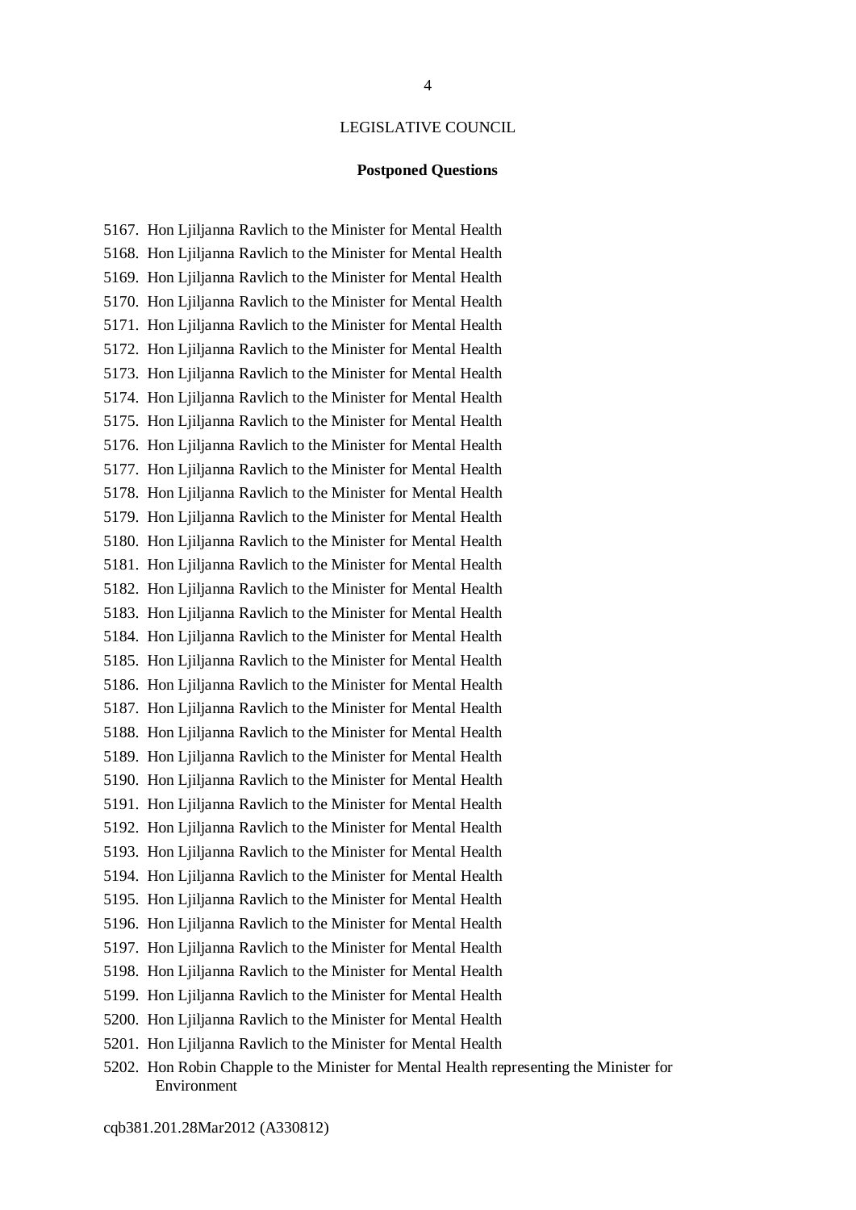## LEGISLATIVE COUNCIL

### Postponed Questions

5167. Hon Ljiljanna Ravlich to the Minister for Mental Health
5168. Hon Ljiljanna Ravlich to the Minister for Mental Health
5169. Hon Ljiljanna Ravlich to the Minister for Mental Health
5170. Hon Ljiljanna Ravlich to the Minister for Mental Health
5171. Hon Ljiljanna Ravlich to the Minister for Mental Health
5172. Hon Ljiljanna Ravlich to the Minister for Mental Health
5173. Hon Ljiljanna Ravlich to the Minister for Mental Health
5174. Hon Ljiljanna Ravlich to the Minister for Mental Health
5175. Hon Ljiljanna Ravlich to the Minister for Mental Health
5176. Hon Ljiljanna Ravlich to the Minister for Mental Health
5177. Hon Ljiljanna Ravlich to the Minister for Mental Health
5178. Hon Ljiljanna Ravlich to the Minister for Mental Health
5179. Hon Ljiljanna Ravlich to the Minister for Mental Health
5180. Hon Ljiljanna Ravlich to the Minister for Mental Health
5181. Hon Ljiljanna Ravlich to the Minister for Mental Health
5182. Hon Ljiljanna Ravlich to the Minister for Mental Health
5183. Hon Ljiljanna Ravlich to the Minister for Mental Health
5184. Hon Ljiljanna Ravlich to the Minister for Mental Health
5185. Hon Ljiljanna Ravlich to the Minister for Mental Health
5186. Hon Ljiljanna Ravlich to the Minister for Mental Health
5187. Hon Ljiljanna Ravlich to the Minister for Mental Health
5188. Hon Ljiljanna Ravlich to the Minister for Mental Health
5189. Hon Ljiljanna Ravlich to the Minister for Mental Health
5190. Hon Ljiljanna Ravlich to the Minister for Mental Health
5191. Hon Ljiljanna Ravlich to the Minister for Mental Health
5192. Hon Ljiljanna Ravlich to the Minister for Mental Health
5193. Hon Ljiljanna Ravlich to the Minister for Mental Health
5194. Hon Ljiljanna Ravlich to the Minister for Mental Health
5195. Hon Ljiljanna Ravlich to the Minister for Mental Health
5196. Hon Ljiljanna Ravlich to the Minister for Mental Health
5197. Hon Ljiljanna Ravlich to the Minister for Mental Health
5198. Hon Ljiljanna Ravlich to the Minister for Mental Health
5199. Hon Ljiljanna Ravlich to the Minister for Mental Health
5200. Hon Ljiljanna Ravlich to the Minister for Mental Health
5201. Hon Ljiljanna Ravlich to the Minister for Mental Health
5202. Hon Robin Chapple to the Minister for Mental Health representing the Minister for Environment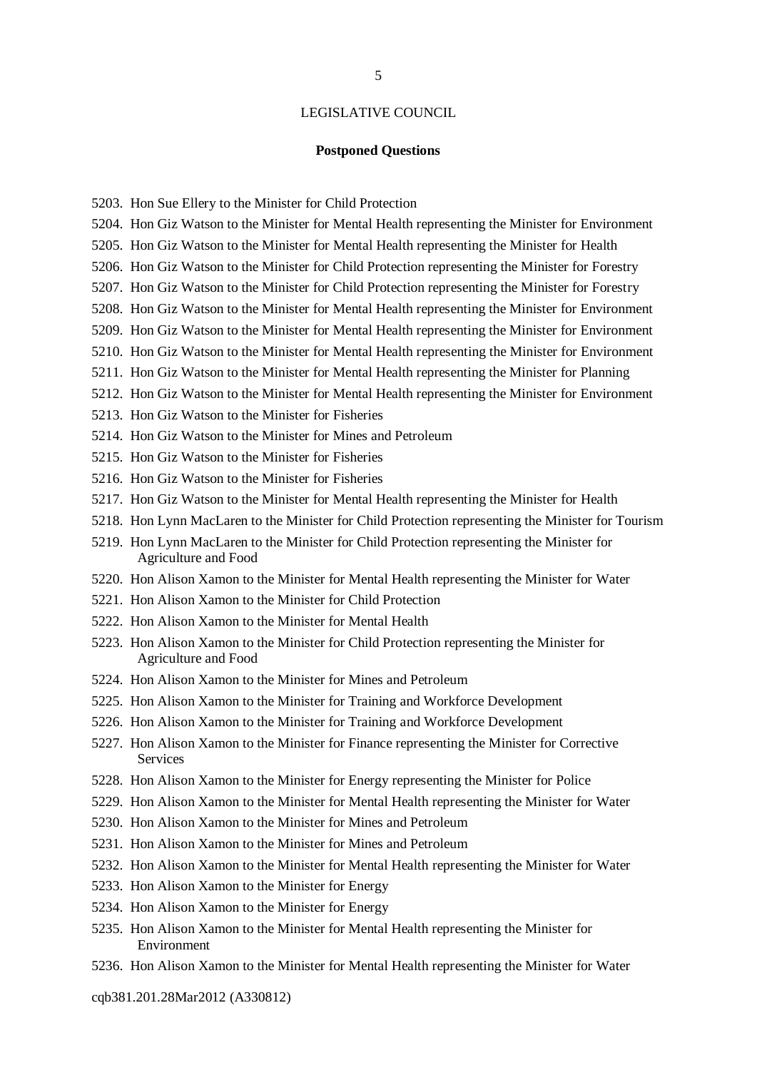## LEGISLATIVE COUNCIL

### Postponed Questions

5203. Hon Sue Ellery to the Minister for Child Protection
5204. Hon Giz Watson to the Minister for Mental Health representing the Minister for Environment
5205. Hon Giz Watson to the Minister for Mental Health representing the Minister for Health
5206. Hon Giz Watson to the Minister for Child Protection representing the Minister for Forestry
5207. Hon Giz Watson to the Minister for Child Protection representing the Minister for Forestry
5208. Hon Giz Watson to the Minister for Mental Health representing the Minister for Environment
5209. Hon Giz Watson to the Minister for Mental Health representing the Minister for Environment
5210. Hon Giz Watson to the Minister for Mental Health representing the Minister for Environment
5211. Hon Giz Watson to the Minister for Mental Health representing the Minister for Planning
5212. Hon Giz Watson to the Minister for Mental Health representing the Minister for Environment
5213. Hon Giz Watson to the Minister for Fisheries
5214. Hon Giz Watson to the Minister for Mines and Petroleum
5215. Hon Giz Watson to the Minister for Fisheries
5216. Hon Giz Watson to the Minister for Fisheries
5217. Hon Giz Watson to the Minister for Mental Health representing the Minister for Health
5218. Hon Lynn MacLaren to the Minister for Child Protection representing the Minister for Tourism
5219. Hon Lynn MacLaren to the Minister for Child Protection representing the Minister for Agriculture and Food
5220. Hon Alison Xamon to the Minister for Mental Health representing the Minister for Water
5221. Hon Alison Xamon to the Minister for Child Protection
5222. Hon Alison Xamon to the Minister for Mental Health
5223. Hon Alison Xamon to the Minister for Child Protection representing the Minister for Agriculture and Food
5224. Hon Alison Xamon to the Minister for Mines and Petroleum
5225. Hon Alison Xamon to the Minister for Training and Workforce Development
5226. Hon Alison Xamon to the Minister for Training and Workforce Development
5227. Hon Alison Xamon to the Minister for Finance representing the Minister for Corrective Services
5228. Hon Alison Xamon to the Minister for Energy representing the Minister for Police
5229. Hon Alison Xamon to the Minister for Mental Health representing the Minister for Water
5230. Hon Alison Xamon to the Minister for Mines and Petroleum
5231. Hon Alison Xamon to the Minister for Mines and Petroleum
5232. Hon Alison Xamon to the Minister for Mental Health representing the Minister for Water
5233. Hon Alison Xamon to the Minister for Energy
5234. Hon Alison Xamon to the Minister for Energy
5235. Hon Alison Xamon to the Minister for Mental Health representing the Minister for Environment
5236. Hon Alison Xamon to the Minister for Mental Health representing the Minister for Water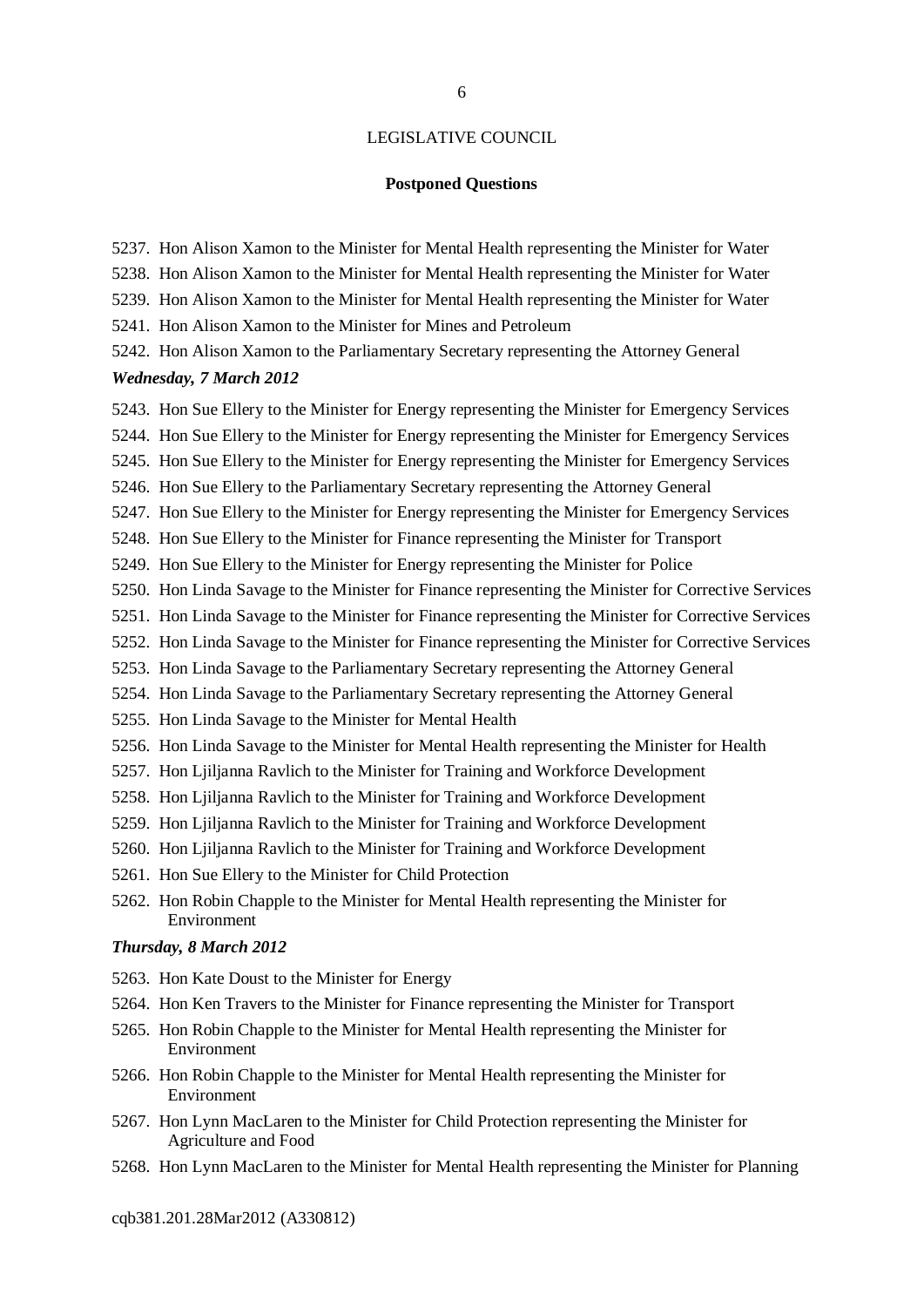LEGISLATIVE COUNCIL

**Postponed Questions**

5237. Hon Alison Xamon to the Minister for Mental Health representing the Minister for Water
5238. Hon Alison Xamon to the Minister for Mental Health representing the Minister for Water
5239. Hon Alison Xamon to the Minister for Mental Health representing the Minister for Water
5241. Hon Alison Xamon to the Minister for Mines and Petroleum
5242. Hon Alison Xamon to the Parliamentary Secretary representing the Attorney General

***Wednesday, 7 March 2012***

5243. Hon Sue Ellery to the Minister for Energy representing the Minister for Emergency Services
5244. Hon Sue Ellery to the Minister for Energy representing the Minister for Emergency Services
5245. Hon Sue Ellery to the Minister for Energy representing the Minister for Emergency Services
5246. Hon Sue Ellery to the Parliamentary Secretary representing the Attorney General
5247. Hon Sue Ellery to the Minister for Energy representing the Minister for Emergency Services
5248. Hon Sue Ellery to the Minister for Finance representing the Minister for Transport
5249. Hon Sue Ellery to the Minister for Energy representing the Minister for Police
5250. Hon Linda Savage to the Minister for Finance representing the Minister for Corrective Services
5251. Hon Linda Savage to the Minister for Finance representing the Minister for Corrective Services
5252. Hon Linda Savage to the Minister for Finance representing the Minister for Corrective Services
5253. Hon Linda Savage to the Parliamentary Secretary representing the Attorney General
5254. Hon Linda Savage to the Parliamentary Secretary representing the Attorney General
5255. Hon Linda Savage to the Minister for Mental Health
5256. Hon Linda Savage to the Minister for Mental Health representing the Minister for Health
5257. Hon Ljiljanna Ravlich to the Minister for Training and Workforce Development
5258. Hon Ljiljanna Ravlich to the Minister for Training and Workforce Development
5259. Hon Ljiljanna Ravlich to the Minister for Training and Workforce Development
5260. Hon Ljiljanna Ravlich to the Minister for Training and Workforce Development
5261. Hon Sue Ellery to the Minister for Child Protection
5262. Hon Robin Chapple to the Minister for Mental Health representing the Minister for Environment

***Thursday, 8 March 2012***

5263. Hon Kate Doust to the Minister for Energy
5264. Hon Ken Travers to the Minister for Finance representing the Minister for Transport
5265. Hon Robin Chapple to the Minister for Mental Health representing the Minister for Environment
5266. Hon Robin Chapple to the Minister for Mental Health representing the Minister for Environment
5267. Hon Lynn MacLaren to the Minister for Child Protection representing the Minister for Agriculture and Food
5268. Hon Lynn MacLaren to the Minister for Mental Health representing the Minister for Planning

cqb381.201.28Mar2012 (A330812)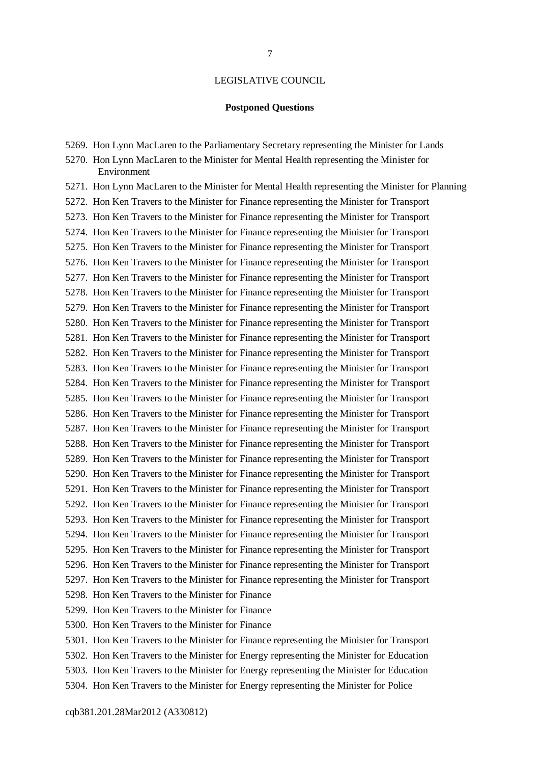## LEGISLATIVE COUNCIL

### Postponed Questions

5269. Hon Lynn MacLaren to the Parliamentary Secretary representing the Minister for Lands
5270. Hon Lynn MacLaren to the Minister for Mental Health representing the Minister for Environment
5271. Hon Lynn MacLaren to the Minister for Mental Health representing the Minister for Planning
5272. Hon Ken Travers to the Minister for Finance representing the Minister for Transport
5273. Hon Ken Travers to the Minister for Finance representing the Minister for Transport
5274. Hon Ken Travers to the Minister for Finance representing the Minister for Transport
5275. Hon Ken Travers to the Minister for Finance representing the Minister for Transport
5276. Hon Ken Travers to the Minister for Finance representing the Minister for Transport
5277. Hon Ken Travers to the Minister for Finance representing the Minister for Transport
5278. Hon Ken Travers to the Minister for Finance representing the Minister for Transport
5279. Hon Ken Travers to the Minister for Finance representing the Minister for Transport
5280. Hon Ken Travers to the Minister for Finance representing the Minister for Transport
5281. Hon Ken Travers to the Minister for Finance representing the Minister for Transport
5282. Hon Ken Travers to the Minister for Finance representing the Minister for Transport
5283. Hon Ken Travers to the Minister for Finance representing the Minister for Transport
5284. Hon Ken Travers to the Minister for Finance representing the Minister for Transport
5285. Hon Ken Travers to the Minister for Finance representing the Minister for Transport
5286. Hon Ken Travers to the Minister for Finance representing the Minister for Transport
5287. Hon Ken Travers to the Minister for Finance representing the Minister for Transport
5288. Hon Ken Travers to the Minister for Finance representing the Minister for Transport
5289. Hon Ken Travers to the Minister for Finance representing the Minister for Transport
5290. Hon Ken Travers to the Minister for Finance representing the Minister for Transport
5291. Hon Ken Travers to the Minister for Finance representing the Minister for Transport
5292. Hon Ken Travers to the Minister for Finance representing the Minister for Transport
5293. Hon Ken Travers to the Minister for Finance representing the Minister for Transport
5294. Hon Ken Travers to the Minister for Finance representing the Minister for Transport
5295. Hon Ken Travers to the Minister for Finance representing the Minister for Transport
5296. Hon Ken Travers to the Minister for Finance representing the Minister for Transport
5297. Hon Ken Travers to the Minister for Finance representing the Minister for Transport
5298. Hon Ken Travers to the Minister for Finance
5299. Hon Ken Travers to the Minister for Finance
5300. Hon Ken Travers to the Minister for Finance
5301. Hon Ken Travers to the Minister for Finance representing the Minister for Transport
5302. Hon Ken Travers to the Minister for Energy representing the Minister for Education
5303. Hon Ken Travers to the Minister for Energy representing the Minister for Education
5304. Hon Ken Travers to the Minister for Energy representing the Minister for Police

cqb381.201.28Mar2012 (A330812)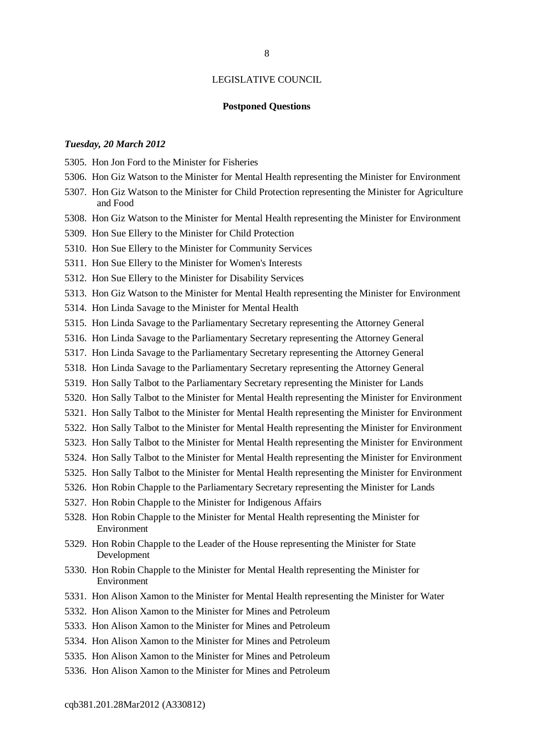LEGISLATIVE COUNCIL

**Postponed Questions**

***Tuesday, 20 March 2012***

5305. Hon Jon Ford to the Minister for Fisheries
5306. Hon Giz Watson to the Minister for Mental Health representing the Minister for Environment
5307. Hon Giz Watson to the Minister for Child Protection representing the Minister for Agriculture and Food
5308. Hon Giz Watson to the Minister for Mental Health representing the Minister for Environment
5309. Hon Sue Ellery to the Minister for Child Protection
5310. Hon Sue Ellery to the Minister for Community Services
5311. Hon Sue Ellery to the Minister for Women's Interests
5312. Hon Sue Ellery to the Minister for Disability Services
5313. Hon Giz Watson to the Minister for Mental Health representing the Minister for Environment
5314. Hon Linda Savage to the Minister for Mental Health
5315. Hon Linda Savage to the Parliamentary Secretary representing the Attorney General
5316. Hon Linda Savage to the Parliamentary Secretary representing the Attorney General
5317. Hon Linda Savage to the Parliamentary Secretary representing the Attorney General
5318. Hon Linda Savage to the Parliamentary Secretary representing the Attorney General
5319. Hon Sally Talbot to the Parliamentary Secretary representing the Minister for Lands
5320. Hon Sally Talbot to the Minister for Mental Health representing the Minister for Environment
5321. Hon Sally Talbot to the Minister for Mental Health representing the Minister for Environment
5322. Hon Sally Talbot to the Minister for Mental Health representing the Minister for Environment
5323. Hon Sally Talbot to the Minister for Mental Health representing the Minister for Environment
5324. Hon Sally Talbot to the Minister for Mental Health representing the Minister for Environment
5325. Hon Sally Talbot to the Minister for Mental Health representing the Minister for Environment
5326. Hon Robin Chapple to the Parliamentary Secretary representing the Minister for Lands
5327. Hon Robin Chapple to the Minister for Indigenous Affairs
5328. Hon Robin Chapple to the Minister for Mental Health representing the Minister for Environment
5329. Hon Robin Chapple to the Leader of the House representing the Minister for State Development
5330. Hon Robin Chapple to the Minister for Mental Health representing the Minister for Environment
5331. Hon Alison Xamon to the Minister for Mental Health representing the Minister for Water
5332. Hon Alison Xamon to the Minister for Mines and Petroleum
5333. Hon Alison Xamon to the Minister for Mines and Petroleum
5334. Hon Alison Xamon to the Minister for Mines and Petroleum
5335. Hon Alison Xamon to the Minister for Mines and Petroleum
5336. Hon Alison Xamon to the Minister for Mines and Petroleum

cqb381.201.28Mar2012 (A330812)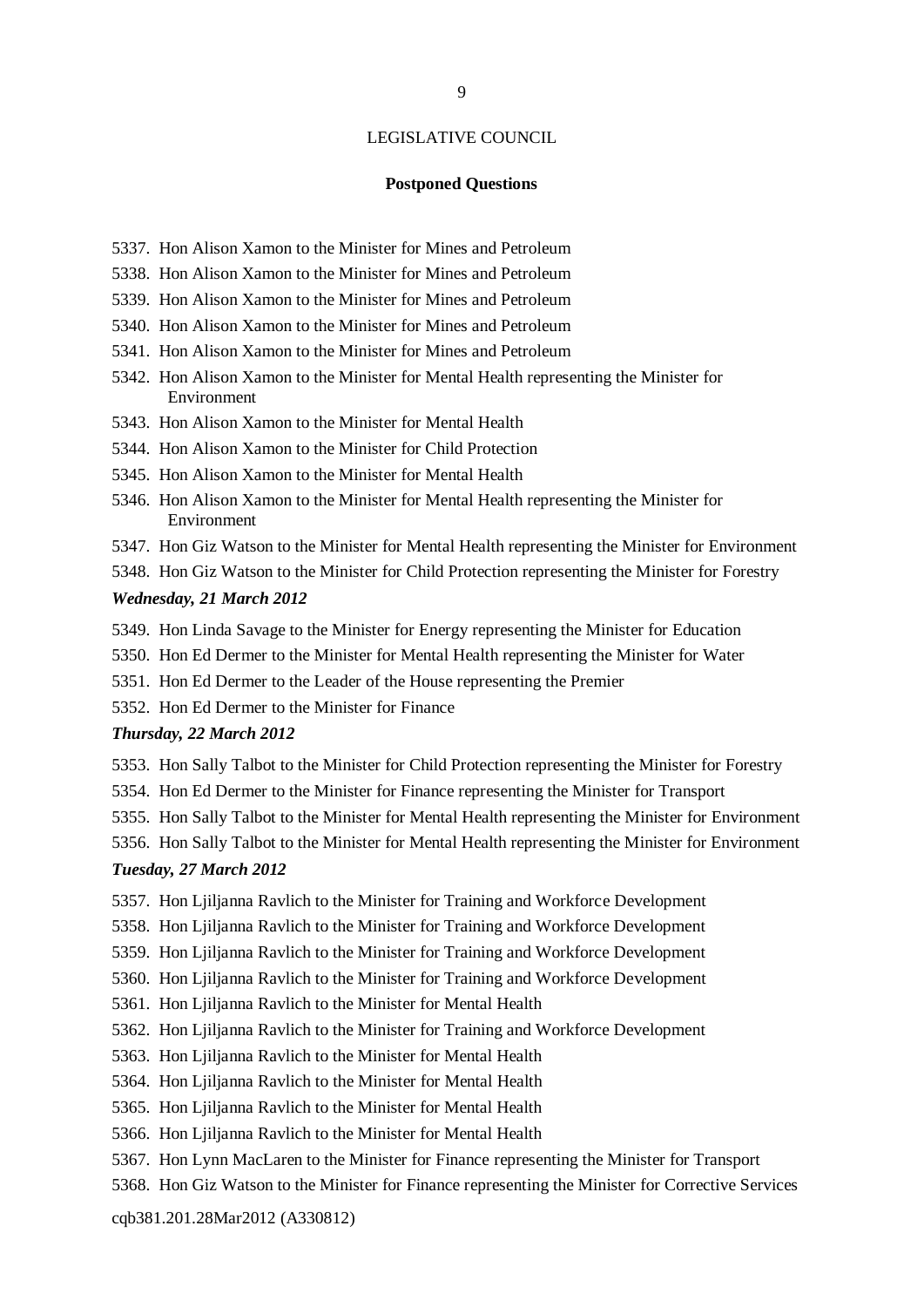LEGISLATIVE COUNCIL

**Postponed Questions**

5337. Hon Alison Xamon to the Minister for Mines and Petroleum
5338. Hon Alison Xamon to the Minister for Mines and Petroleum
5339. Hon Alison Xamon to the Minister for Mines and Petroleum
5340. Hon Alison Xamon to the Minister for Mines and Petroleum
5341. Hon Alison Xamon to the Minister for Mines and Petroleum
5342. Hon Alison Xamon to the Minister for Mental Health representing the Minister for Environment
5343. Hon Alison Xamon to the Minister for Mental Health
5344. Hon Alison Xamon to the Minister for Child Protection
5345. Hon Alison Xamon to the Minister for Mental Health
5346. Hon Alison Xamon to the Minister for Mental Health representing the Minister for Environment
5347. Hon Giz Watson to the Minister for Mental Health representing the Minister for Environment
5348. Hon Giz Watson to the Minister for Child Protection representing the Minister for Forestry

***Wednesday, 21 March 2012***

5349. Hon Linda Savage to the Minister for Energy representing the Minister for Education
5350. Hon Ed Dermer to the Minister for Mental Health representing the Minister for Water
5351. Hon Ed Dermer to the Leader of the House representing the Premier
5352. Hon Ed Dermer to the Minister for Finance

***Thursday, 22 March 2012***

5353. Hon Sally Talbot to the Minister for Child Protection representing the Minister for Forestry
5354. Hon Ed Dermer to the Minister for Finance representing the Minister for Transport
5355. Hon Sally Talbot to the Minister for Mental Health representing the Minister for Environment
5356. Hon Sally Talbot to the Minister for Mental Health representing the Minister for Environment

***Tuesday, 27 March 2012***

5357. Hon Ljiljanna Ravlich to the Minister for Training and Workforce Development
5358. Hon Ljiljanna Ravlich to the Minister for Training and Workforce Development
5359. Hon Ljiljanna Ravlich to the Minister for Training and Workforce Development
5360. Hon Ljiljanna Ravlich to the Minister for Training and Workforce Development
5361. Hon Ljiljanna Ravlich to the Minister for Mental Health
5362. Hon Ljiljanna Ravlich to the Minister for Training and Workforce Development
5363. Hon Ljiljanna Ravlich to the Minister for Mental Health
5364. Hon Ljiljanna Ravlich to the Minister for Mental Health
5365. Hon Ljiljanna Ravlich to the Minister for Mental Health
5366. Hon Ljiljanna Ravlich to the Minister for Mental Health
5367. Hon Lynn MacLaren to the Minister for Finance representing the Minister for Transport
5368. Hon Giz Watson to the Minister for Finance representing the Minister for Corrective Services

cqb381.201.28Mar2012 (A330812)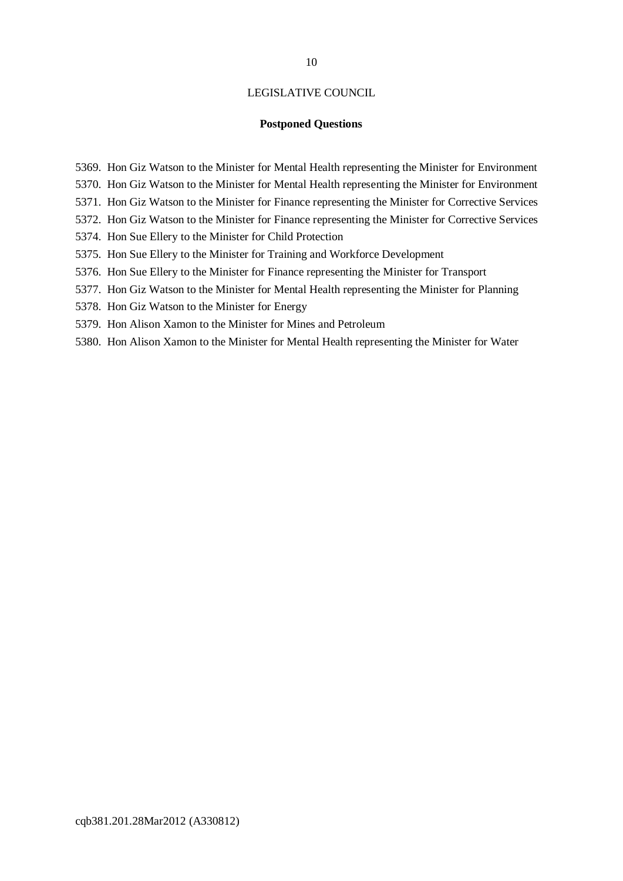LEGISLATIVE COUNCIL

**Postponed Questions**

5369. Hon Giz Watson to the Minister for Mental Health representing the Minister for Environment
5370. Hon Giz Watson to the Minister for Mental Health representing the Minister for Environment
5371. Hon Giz Watson to the Minister for Finance representing the Minister for Corrective Services
5372. Hon Giz Watson to the Minister for Finance representing the Minister for Corrective Services
5374. Hon Sue Ellery to the Minister for Child Protection
5375. Hon Sue Ellery to the Minister for Training and Workforce Development
5376. Hon Sue Ellery to the Minister for Finance representing the Minister for Transport
5377. Hon Giz Watson to the Minister for Mental Health representing the Minister for Planning
5378. Hon Giz Watson to the Minister for Energy
5379. Hon Alison Xamon to the Minister for Mines and Petroleum
5380. Hon Alison Xamon to the Minister for Mental Health representing the Minister for Water

cqb381.201.28Mar2012 (A330812)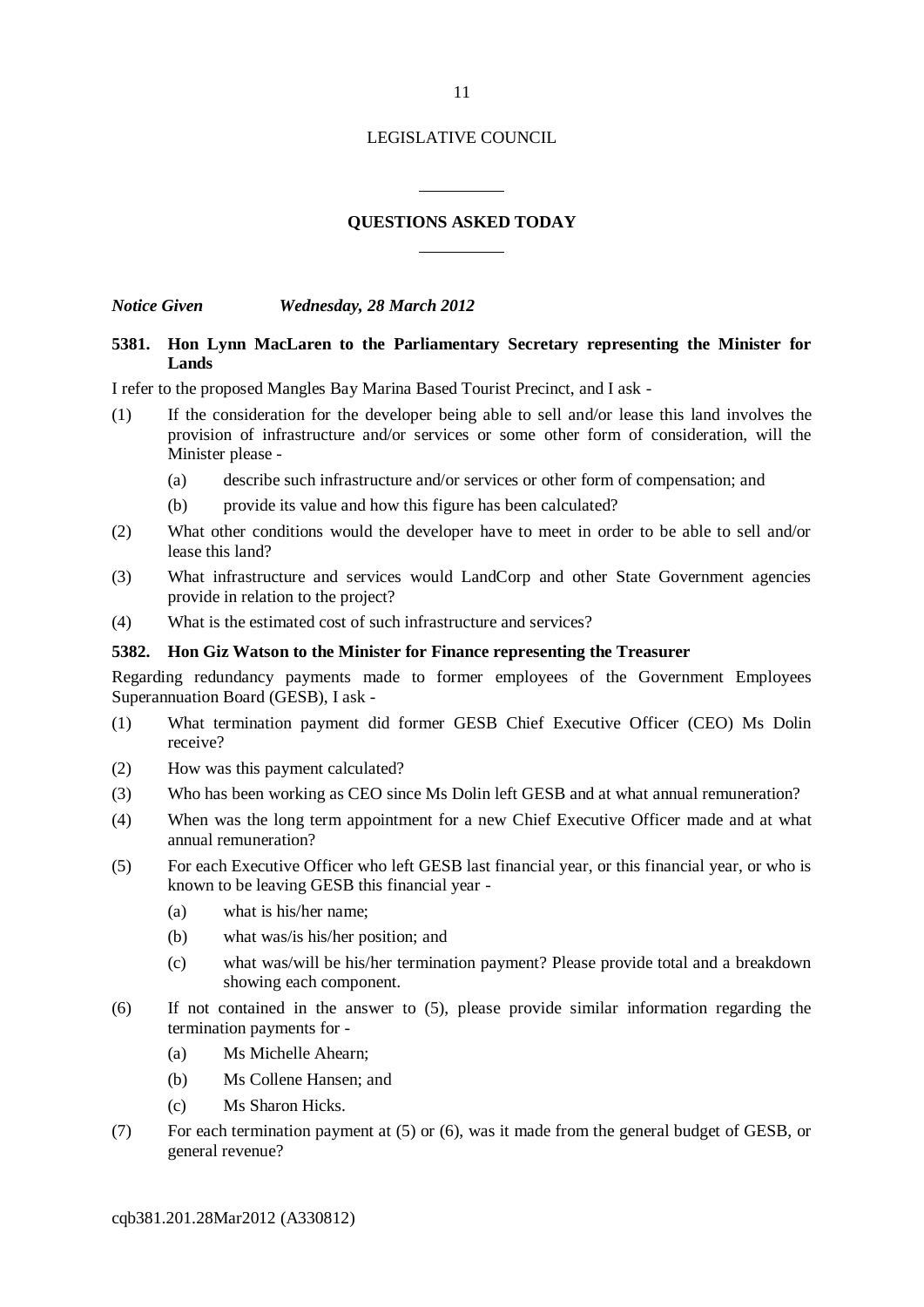LEGISLATIVE COUNCIL

## QUESTIONS ASKED TODAY

***Notice Given Wednesday, 28 March 2012***

**5381. Hon Lynn MacLaren to the Parliamentary Secretary representing the Minister for Lands**

I refer to the proposed Mangles Bay Marina Based Tourist Precinct, and I ask -

(1) If the consideration for the developer being able to sell and/or lease this land involves the provision of infrastructure and/or services or some other form of consideration, will the Minister please -

  (a) describe such infrastructure and/or services or other form of compensation; and

  (b) provide its value and how this figure has been calculated?

(2) What other conditions would the developer have to meet in order to be able to sell and/or lease this land?

(3) What infrastructure and services would LandCorp and other State Government agencies provide in relation to the project?

(4) What is the estimated cost of such infrastructure and services?

**5382. Hon Giz Watson to the Minister for Finance representing the Treasurer**

Regarding redundancy payments made to former employees of the Government Employees Superannuation Board (GESB), I ask -

(1) What termination payment did former GESB Chief Executive Officer (CEO) Ms Dolin receive?

(2) How was this payment calculated?

(3) Who has been working as CEO since Ms Dolin left GESB and at what annual remuneration?

(4) When was the long term appointment for a new Chief Executive Officer made and at what annual remuneration?

(5) For each Executive Officer who left GESB last financial year, or this financial year, or who is known to be leaving GESB this financial year -

  (a) what is his/her name;

  (b) what was/is his/her position; and

  (c) what was/will be his/her termination payment? Please provide total and a breakdown showing each component.

(6) If not contained in the answer to (5), please provide similar information regarding the termination payments for -

  (a) Ms Michelle Ahearn;

  (b) Ms Collene Hansen; and

  (c) Ms Sharon Hicks.

(7) For each termination payment at (5) or (6), was it made from the general budget of GESB, or general revenue?

cqb381.201.28Mar2012 (A330812)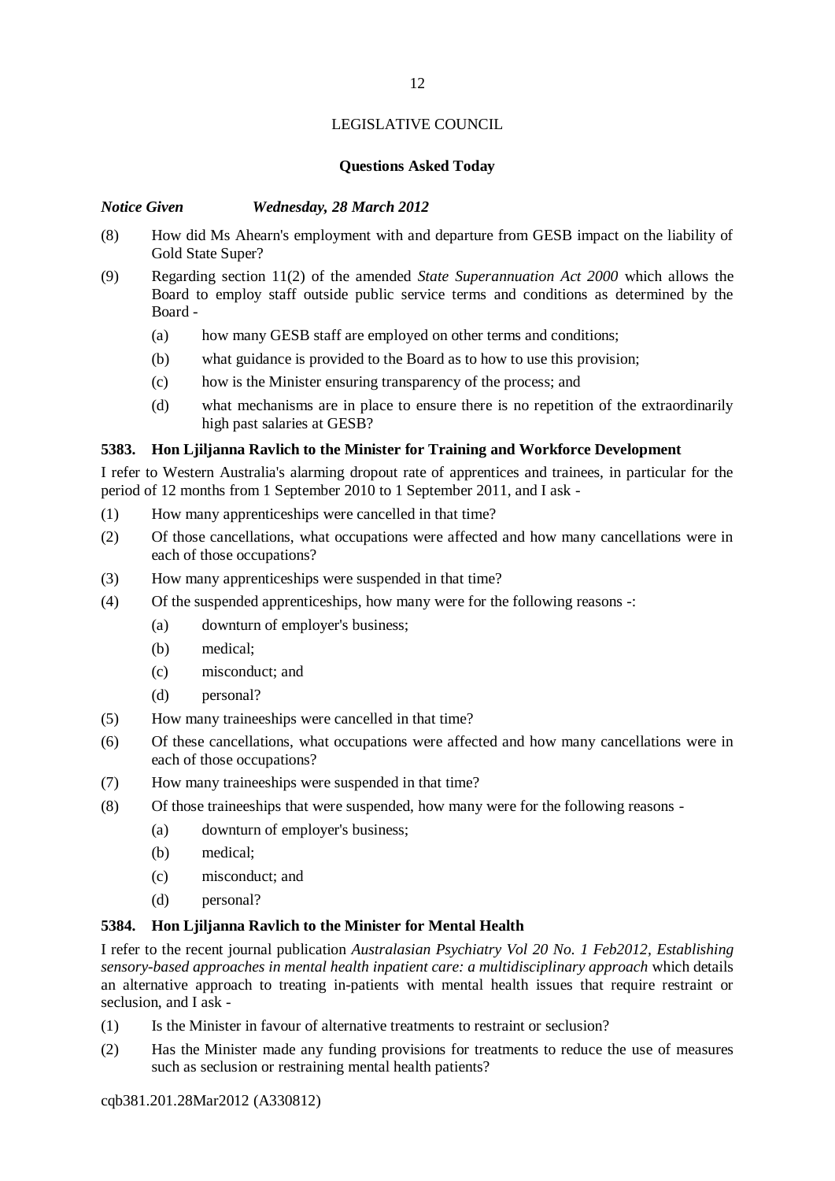LEGISLATIVE COUNCIL

**Questions Asked Today**

***Notice Given Wednesday, 28 March 2012***

(8) How did Ms Ahearn's employment with and departure from GESB impact on the liability of Gold State Super?

(9) Regarding section 11(2) of the amended *State Superannuation Act 2000* which allows the Board to employ staff outside public service terms and conditions as determined by the Board -

   (a) how many GESB staff are employed on other terms and conditions;

   (b) what guidance is provided to the Board as to how to use this provision;

   (c) how is the Minister ensuring transparency of the process; and

   (d) what mechanisms are in place to ensure there is no repetition of the extraordinarily high past salaries at GESB?

**5383. Hon Ljiljanna Ravlich to the Minister for Training and Workforce Development**

I refer to Western Australia's alarming dropout rate of apprentices and trainees, in particular for the period of 12 months from 1 September 2010 to 1 September 2011, and I ask -

(1) How many apprenticeships were cancelled in that time?

(2) Of those cancellations, what occupations were affected and how many cancellations were in each of those occupations?

(3) How many apprenticeships were suspended in that time?

(4) Of the suspended apprenticeships, how many were for the following reasons -:

   (a) downturn of employer's business;

   (b) medical;

   (c) misconduct; and

   (d) personal?

(5) How many traineeships were cancelled in that time?

(6) Of these cancellations, what occupations were affected and how many cancellations were in each of those occupations?

(7) How many traineeships were suspended in that time?

(8) Of those traineeships that were suspended, how many were for the following reasons -

   (a) downturn of employer's business;

   (b) medical;

   (c) misconduct; and

   (d) personal?

**5384. Hon Ljiljanna Ravlich to the Minister for Mental Health**

I refer to the recent journal publication *Australasian Psychiatry Vol 20 No. 1 Feb2012, Establishing sensory-based approaches in mental health inpatient care: a multidisciplinary approach* which details an alternative approach to treating in-patients with mental health issues that require restraint or seclusion, and I ask -

(1) Is the Minister in favour of alternative treatments to restraint or seclusion?

(2) Has the Minister made any funding provisions for treatments to reduce the use of measures such as seclusion or restraining mental health patients?

cqb381.201.28Mar2012 (A330812)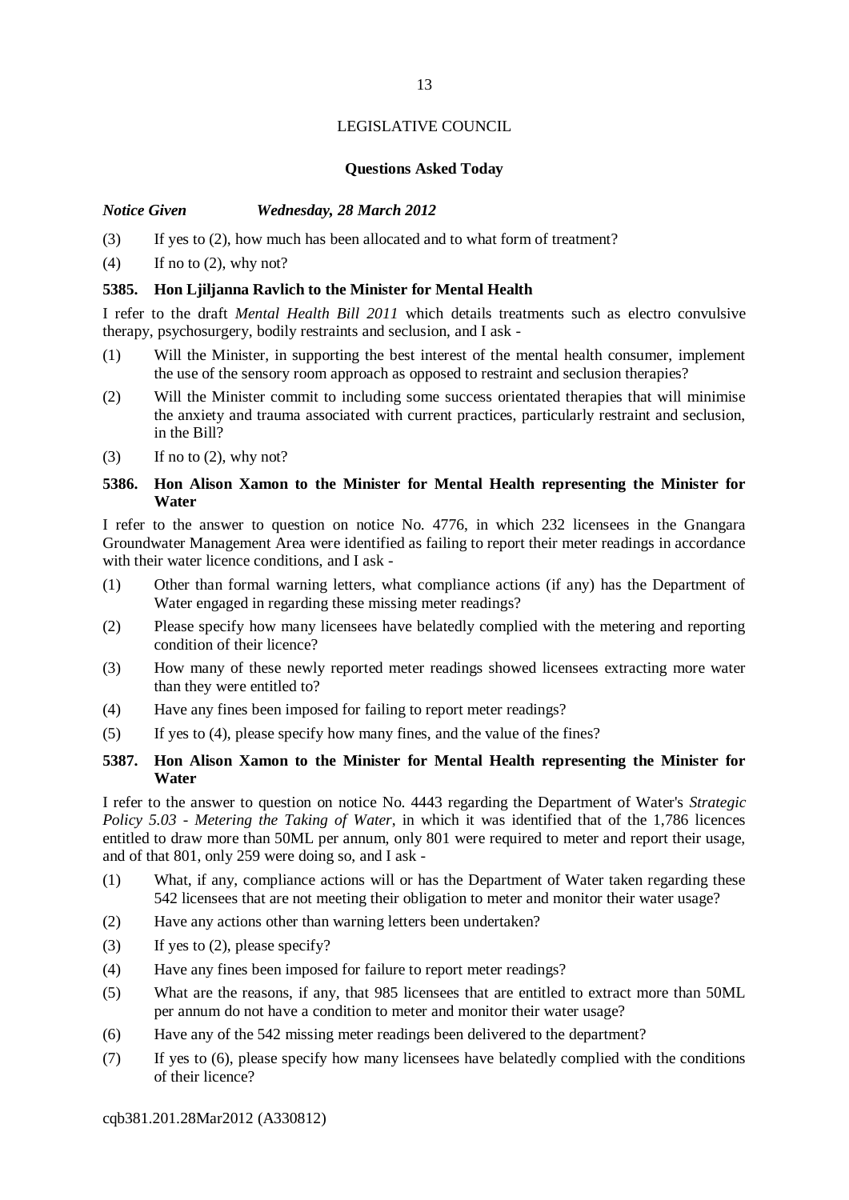LEGISLATIVE COUNCIL

**Questions Asked Today**

***Notice Given Wednesday, 28 March 2012***

(3) If yes to (2), how much has been allocated and to what form of treatment?

(4) If no to (2), why not?

**5385. Hon Ljiljanna Ravlich to the Minister for Mental Health**

I refer to the draft *Mental Health Bill 2011* which details treatments such as electro convulsive therapy, psychosurgery, bodily restraints and seclusion, and I ask -

(1) Will the Minister, in supporting the best interest of the mental health consumer, implement the use of the sensory room approach as opposed to restraint and seclusion therapies?

(2) Will the Minister commit to including some success orientated therapies that will minimise the anxiety and trauma associated with current practices, particularly restraint and seclusion, in the Bill?

(3) If no to (2), why not?

**5386. Hon Alison Xamon to the Minister for Mental Health representing the Minister for Water**

I refer to the answer to question on notice No. 4776, in which 232 licensees in the Gnangara Groundwater Management Area were identified as failing to report their meter readings in accordance with their water licence conditions, and I ask -

(1) Other than formal warning letters, what compliance actions (if any) has the Department of Water engaged in regarding these missing meter readings?

(2) Please specify how many licensees have belatedly complied with the metering and reporting condition of their licence?

(3) How many of these newly reported meter readings showed licensees extracting more water than they were entitled to?

(4) Have any fines been imposed for failing to report meter readings?

(5) If yes to (4), please specify how many fines, and the value of the fines?

**5387. Hon Alison Xamon to the Minister for Mental Health representing the Minister for Water**

I refer to the answer to question on notice No. 4443 regarding the Department of Water's *Strategic Policy 5.03 - Metering the Taking of Water*, in which it was identified that of the 1,786 licences entitled to draw more than 50ML per annum, only 801 were required to meter and report their usage, and of that 801, only 259 were doing so, and I ask -

(1) What, if any, compliance actions will or has the Department of Water taken regarding these 542 licensees that are not meeting their obligation to meter and monitor their water usage?

(2) Have any actions other than warning letters been undertaken?

(3) If yes to (2), please specify?

(4) Have any fines been imposed for failure to report meter readings?

(5) What are the reasons, if any, that 985 licensees that are entitled to extract more than 50ML per annum do not have a condition to meter and monitor their water usage?

(6) Have any of the 542 missing meter readings been delivered to the department?

(7) If yes to (6), please specify how many licensees have belatedly complied with the conditions of their licence?

cqb381.201.28Mar2012 (A330812)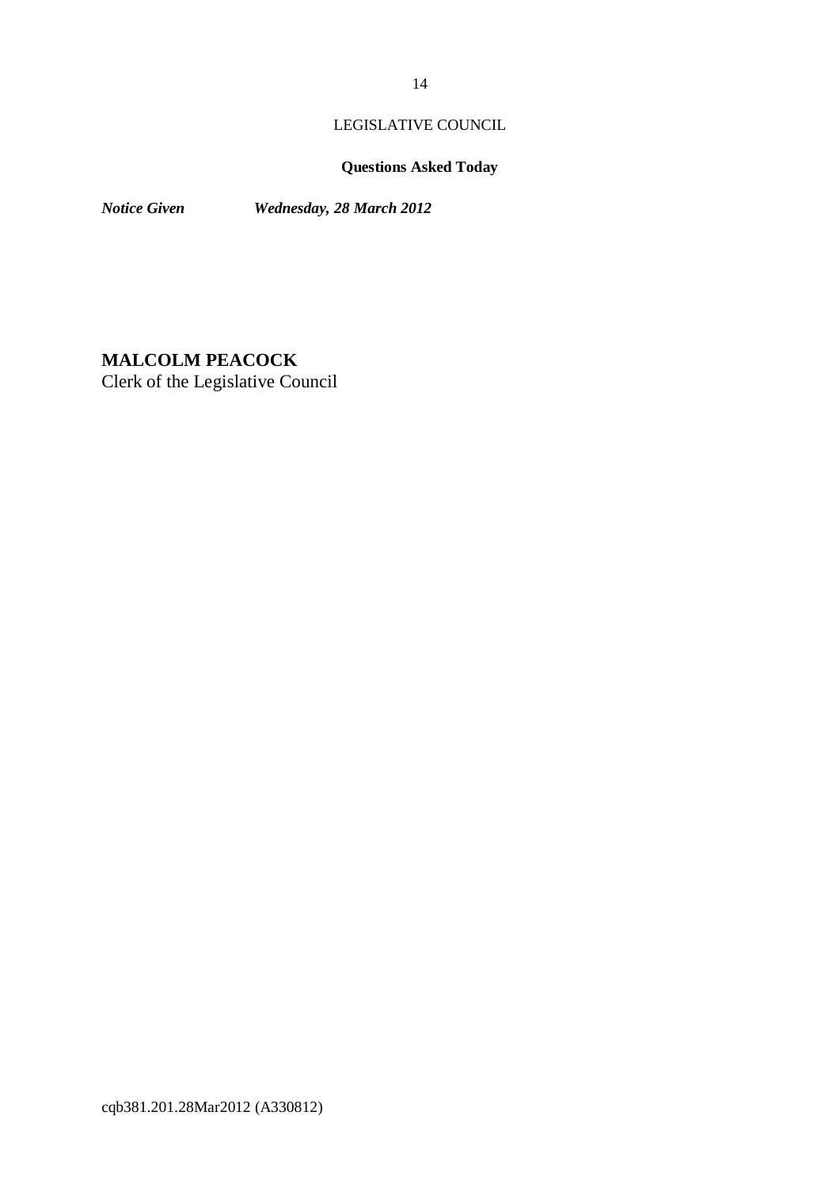LEGISLATIVE COUNCIL

**Questions Asked Today**

***Notice Given*** ***Wednesday, 28 March 2012***

**MALCOLM PEACOCK**
Clerk of the Legislative Council

cqb381.201.28Mar2012 (A330812)